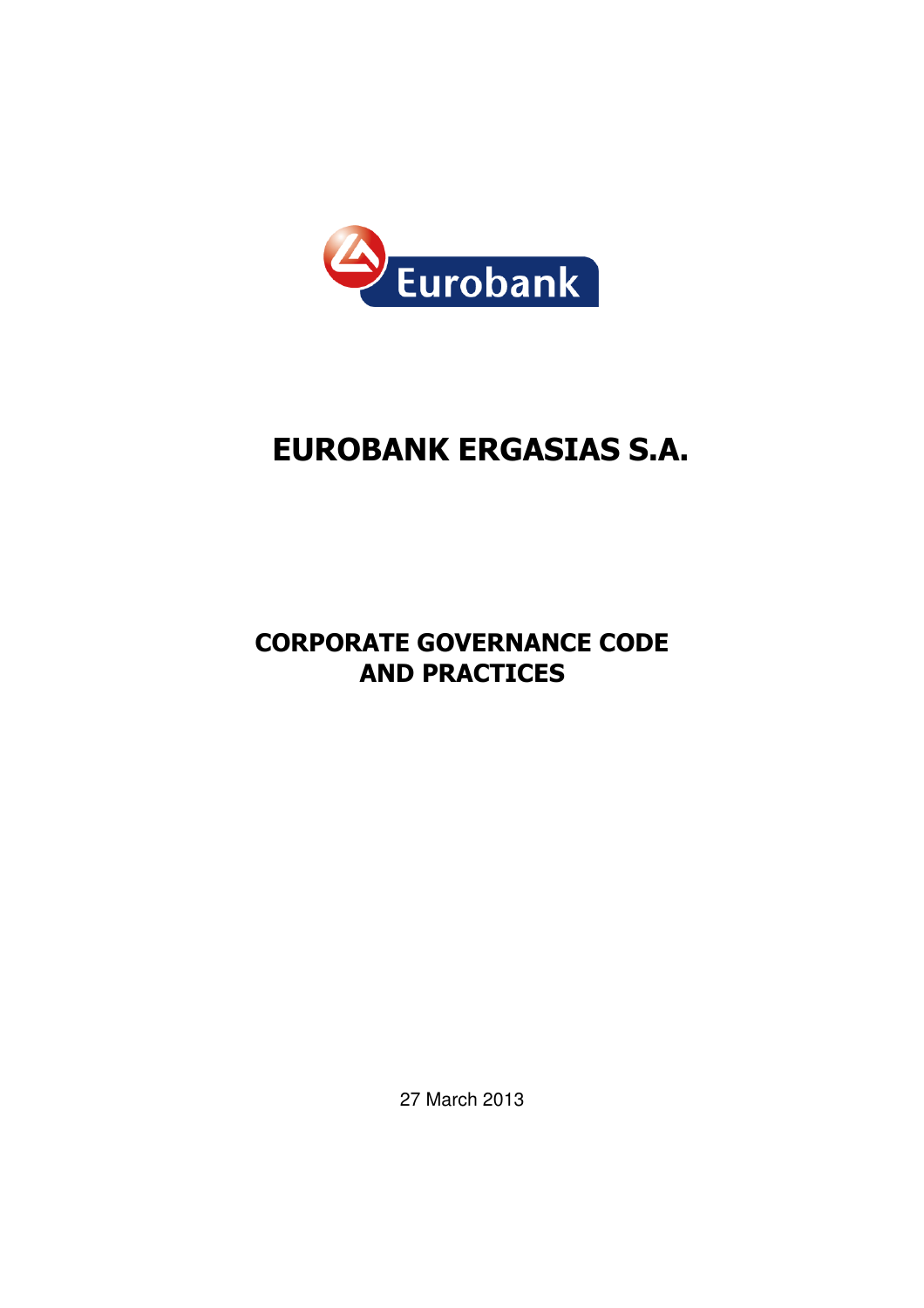Eurobank

# EUROBANK ERGASIAS S.A.

## CORPORATE GOVERNANCE CODE AND PRACTICES

27 March 2013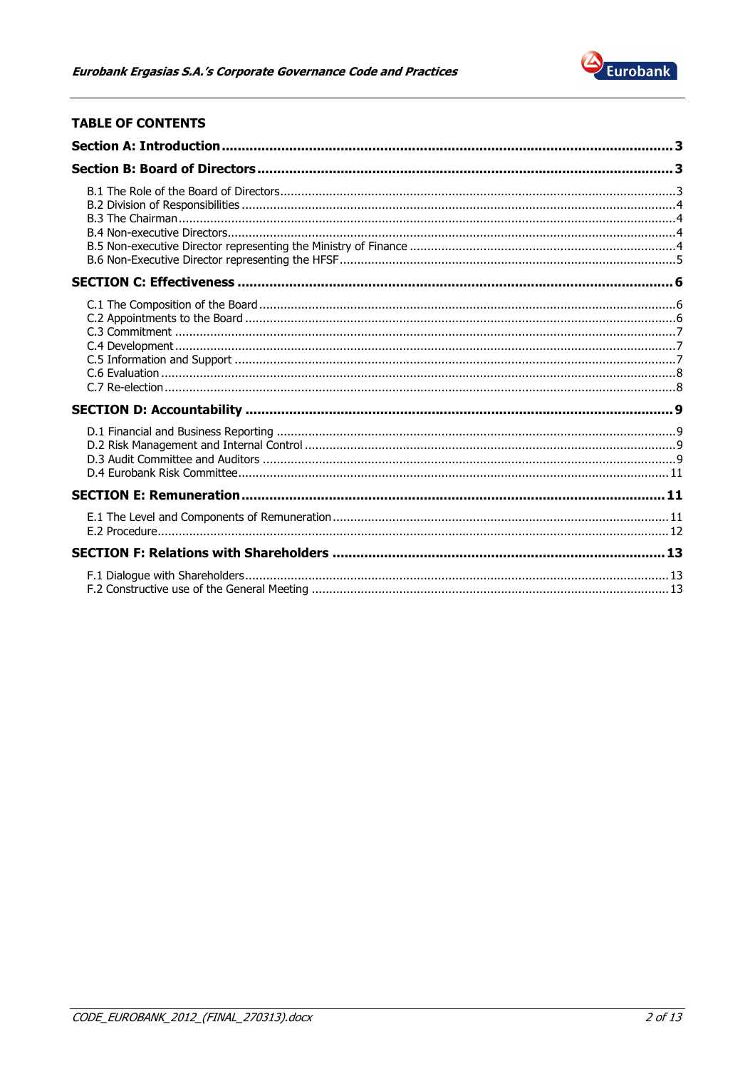# TABLE OF CONTENTS

**Section A: Introduction** ........ **3**

**Section B: Board of Directors** ........ **3**

- B.1 The Role of the Board of Directors ........ 3
- B.2 Division of Responsibilities ........ 4
- B.3 The Chairman ........ 4
- B.4 Non-executive Directors ........ 4
- B.5 Non-executive Director representing the Ministry of Finance ........ 4
- B.6 Non-Executive Director representing the HFSF ........ 5

**SECTION C: Effectiveness** ........ **6**

- C.1 The Composition of the Board ........ 6
- C.2 Appointments to the Board ........ 6
- C.3 Commitment ........ 7
- C.4 Development ........ 7
- C.5 Information and Support ........ 7
- C.6 Evaluation ........ 8
- C.7 Re-election ........ 8

**SECTION D: Accountability** ........ **9**

- D.1 Financial and Business Reporting ........ 9
- D.2 Risk Management and Internal Control ........ 9
- D.3 Audit Committee and Auditors ........ 9
- D.4 Eurobank Risk Committee ........ 11

**SECTION E: Remuneration** ........ **11**

- E.1 The Level and Components of Remuneration ........ 11
- E.2 Procedure ........ 12

**SECTION F: Relations with Shareholders** ........ **13**

- F.1 Dialogue with Shareholders ........ 13
- F.2 Constructive use of the General Meeting ........ 13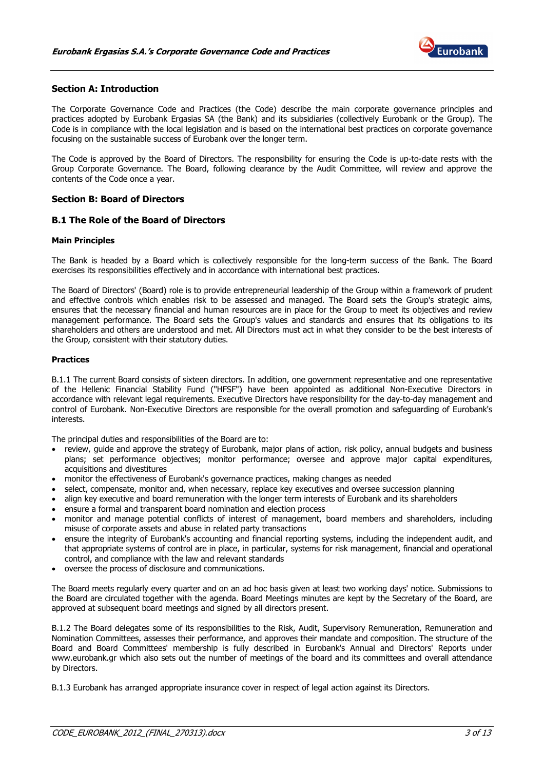## Section A: Introduction

The Corporate Governance Code and Practices (the Code) describe the main corporate governance principles and practices adopted by Eurobank Ergasias SA (the Bank) and its subsidiaries (collectively Eurobank or the Group). The Code is in compliance with the local legislation and is based on the international best practices on corporate governance focusing on the sustainable success of Eurobank over the longer term.

The Code is approved by the Board of Directors. The responsibility for ensuring the Code is up-to-date rests with the Group Corporate Governance. The Board, following clearance by the Audit Committee, will review and approve the contents of the Code once a year.

## Section B: Board of Directors

### B.1 The Role of the Board of Directors

#### Main Principles

The Bank is headed by a Board which is collectively responsible for the long-term success of the Bank. The Board exercises its responsibilities effectively and in accordance with international best practices.

The Board of Directors' (Board) role is to provide entrepreneurial leadership of the Group within a framework of prudent and effective controls which enables risk to be assessed and managed. The Board sets the Group's strategic aims, ensures that the necessary financial and human resources are in place for the Group to meet its objectives and review management performance. The Board sets the Group's values and standards and ensures that its obligations to its shareholders and others are understood and met. All Directors must act in what they consider to be the best interests of the Group, consistent with their statutory duties.

#### Practices

B.1.1 The current Board consists of sixteen directors. In addition, one government representative and one representative of the Hellenic Financial Stability Fund ("HFSF") have been appointed as additional Non-Executive Directors in accordance with relevant legal requirements. Executive Directors have responsibility for the day-to-day management and control of Eurobank. Non-Executive Directors are responsible for the overall promotion and safeguarding of Eurobank's interests.

The principal duties and responsibilities of the Board are to:

- review, guide and approve the strategy of Eurobank, major plans of action, risk policy, annual budgets and business plans; set performance objectives; monitor performance; oversee and approve major capital expenditures, acquisitions and divestitures
- monitor the effectiveness of Eurobank's governance practices, making changes as needed
- select, compensate, monitor and, when necessary, replace key executives and oversee succession planning
- align key executive and board remuneration with the longer term interests of Eurobank and its shareholders
- ensure a formal and transparent board nomination and election process
- monitor and manage potential conflicts of interest of management, board members and shareholders, including misuse of corporate assets and abuse in related party transactions
- ensure the integrity of Eurobank's accounting and financial reporting systems, including the independent audit, and that appropriate systems of control are in place, in particular, systems for risk management, financial and operational control, and compliance with the law and relevant standards
- oversee the process of disclosure and communications.

The Board meets regularly every quarter and on an ad hoc basis given at least two working days' notice. Submissions to the Board are circulated together with the agenda. Board Meetings minutes are kept by the Secretary of the Board, are approved at subsequent board meetings and signed by all directors present.

B.1.2 The Board delegates some of its responsibilities to the Risk, Audit, Supervisory Remuneration, Remuneration and Nomination Committees, assesses their performance, and approves their mandate and composition. The structure of the Board and Board Committees' membership is fully described in Eurobank's Annual and Directors' Reports under www.eurobank.gr which also sets out the number of meetings of the board and its committees and overall attendance by Directors.

B.1.3 Eurobank has arranged appropriate insurance cover in respect of legal action against its Directors.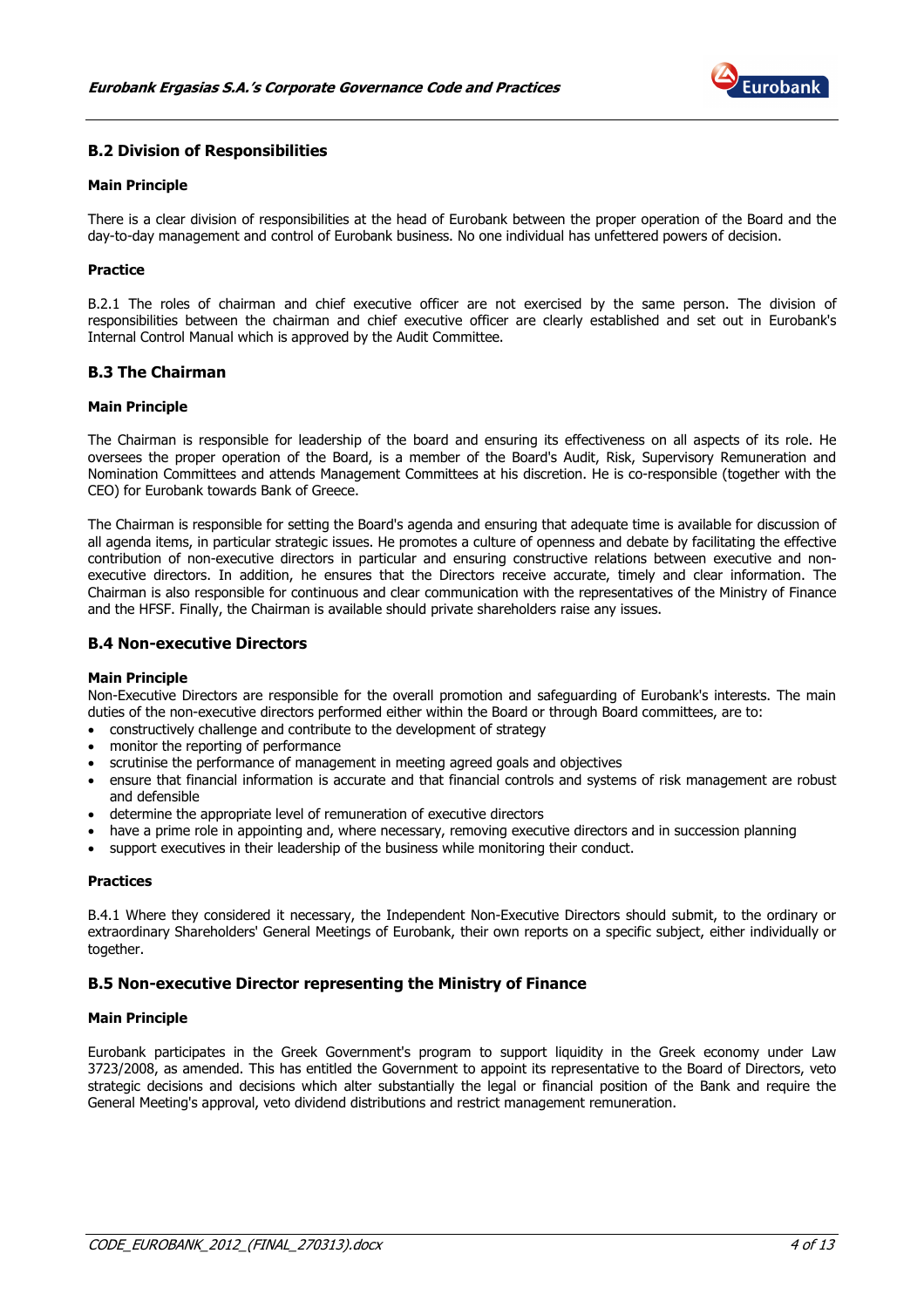## B.2 Division of Responsibilities

**Main Principle**

There is a clear division of responsibilities at the head of Eurobank between the proper operation of the Board and the day-to-day management and control of Eurobank business. No one individual has unfettered powers of decision.

**Practice**

B.2.1 The roles of chairman and chief executive officer are not exercised by the same person. The division of responsibilities between the chairman and chief executive officer are clearly established and set out in Eurobank's Internal Control Manual which is approved by the Audit Committee.

## B.3 The Chairman

**Main Principle**

The Chairman is responsible for leadership of the board and ensuring its effectiveness on all aspects of its role. He oversees the proper operation of the Board, is a member of the Board's Audit, Risk, Supervisory Remuneration and Nomination Committees and attends Management Committees at his discretion. He is co-responsible (together with the CEO) for Eurobank towards Bank of Greece.

The Chairman is responsible for setting the Board's agenda and ensuring that adequate time is available for discussion of all agenda items, in particular strategic issues. He promotes a culture of openness and debate by facilitating the effective contribution of non-executive directors in particular and ensuring constructive relations between executive and non-executive directors. In addition, he ensures that the Directors receive accurate, timely and clear information. The Chairman is also responsible for continuous and clear communication with the representatives of the Ministry of Finance and the HFSF. Finally, the Chairman is available should private shareholders raise any issues.

## B.4 Non-executive Directors

**Main Principle**

Non-Executive Directors are responsible for the overall promotion and safeguarding of Eurobank's interests. The main duties of the non-executive directors performed either within the Board or through Board committees, are to:

- constructively challenge and contribute to the development of strategy
- monitor the reporting of performance
- scrutinise the performance of management in meeting agreed goals and objectives
- ensure that financial information is accurate and that financial controls and systems of risk management are robust and defensible
- determine the appropriate level of remuneration of executive directors
- have a prime role in appointing and, where necessary, removing executive directors and in succession planning
- support executives in their leadership of the business while monitoring their conduct.

**Practices**

B.4.1 Where they considered it necessary, the Independent Non-Executive Directors should submit, to the ordinary or extraordinary Shareholders' General Meetings of Eurobank, their own reports on a specific subject, either individually or together.

## B.5 Non-executive Director representing the Ministry of Finance

**Main Principle**

Eurobank participates in the Greek Government's program to support liquidity in the Greek economy under Law 3723/2008, as amended. This has entitled the Government to appoint its representative to the Board of Directors, veto strategic decisions and decisions which alter substantially the legal or financial position of the Bank and require the General Meeting's approval, veto dividend distributions and restrict management remuneration.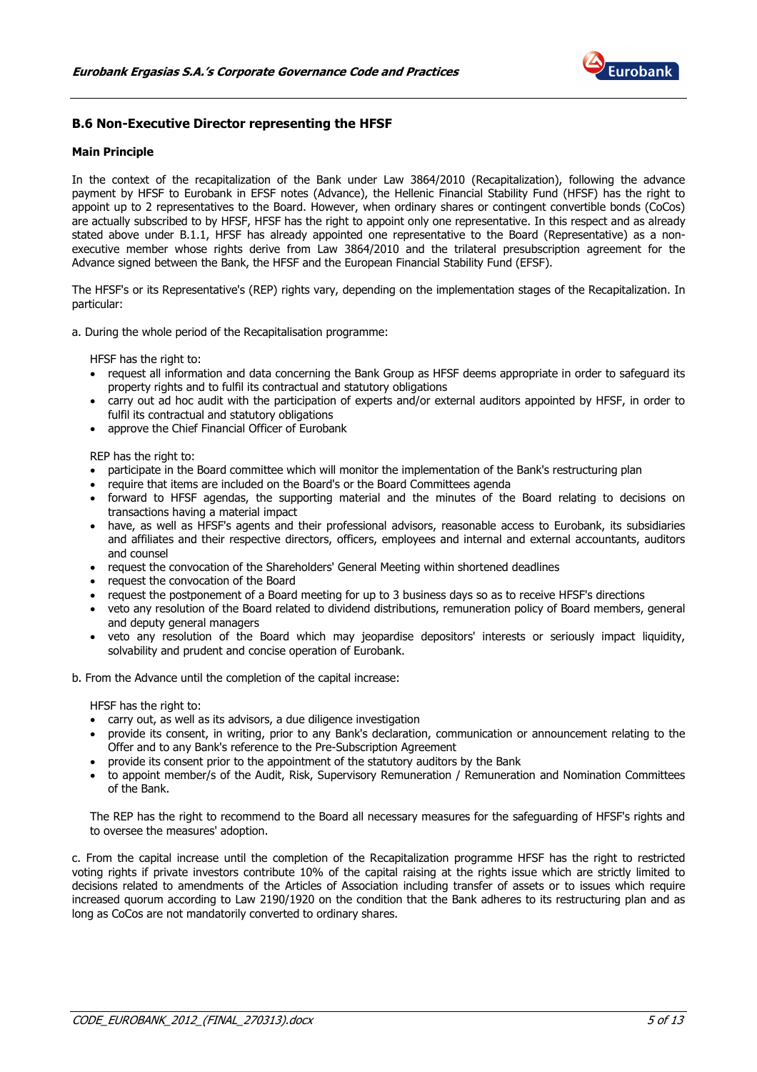## B.6 Non-Executive Director representing the HFSF

**Main Principle**

In the context of the recapitalization of the Bank under Law 3864/2010 (Recapitalization), following the advance payment by HFSF to Eurobank in EFSF notes (Advance), the Hellenic Financial Stability Fund (HFSF) has the right to appoint up to 2 representatives to the Board. However, when ordinary shares or contingent convertible bonds (CoCos) are actually subscribed to by HFSF, HFSF has the right to appoint only one representative. In this respect and as already stated above under B.1.1, HFSF has already appointed one representative to the Board (Representative) as a non-executive member whose rights derive from Law 3864/2010 and the trilateral presubscription agreement for the Advance signed between the Bank, the HFSF and the European Financial Stability Fund (EFSF).

The HFSF's or its Representative's (REP) rights vary, depending on the implementation stages of the Recapitalization. In particular:

a. During the whole period of the Recapitalisation programme:

HFSF has the right to:

- request all information and data concerning the Bank Group as HFSF deems appropriate in order to safeguard its property rights and to fulfil its contractual and statutory obligations
- carry out ad hoc audit with the participation of experts and/or external auditors appointed by HFSF, in order to fulfil its contractual and statutory obligations
- approve the Chief Financial Officer of Eurobank

REP has the right to:

- participate in the Board committee which will monitor the implementation of the Bank's restructuring plan
- require that items are included on the Board's or the Board Committees agenda
- forward to HFSF agendas, the supporting material and the minutes of the Board relating to decisions on transactions having a material impact
- have, as well as HFSF's agents and their professional advisors, reasonable access to Eurobank, its subsidiaries and affiliates and their respective directors, officers, employees and internal and external accountants, auditors and counsel
- request the convocation of the Shareholders' General Meeting within shortened deadlines
- request the convocation of the Board
- request the postponement of a Board meeting for up to 3 business days so as to receive HFSF's directions
- veto any resolution of the Board related to dividend distributions, remuneration policy of Board members, general and deputy general managers
- veto any resolution of the Board which may jeopardise depositors' interests or seriously impact liquidity, solvability and prudent and concise operation of Eurobank.

b. From the Advance until the completion of the capital increase:

HFSF has the right to:

- carry out, as well as its advisors, a due diligence investigation
- provide its consent, in writing, prior to any Bank's declaration, communication or announcement relating to the Offer and to any Bank's reference to the Pre-Subscription Agreement
- provide its consent prior to the appointment of the statutory auditors by the Bank
- to appoint member/s of the Audit, Risk, Supervisory Remuneration / Remuneration and Nomination Committees of the Bank.

The REP has the right to recommend to the Board all necessary measures for the safeguarding of HFSF's rights and to oversee the measures' adoption.

c. From the capital increase until the completion of the Recapitalization programme HFSF has the right to restricted voting rights if private investors contribute 10% of the capital raising at the rights issue which are strictly limited to decisions related to amendments of the Articles of Association including transfer of assets or to issues which require increased quorum according to Law 2190/1920 on the condition that the Bank adheres to its restructuring plan and as long as CoCos are not mandatorily converted to ordinary shares.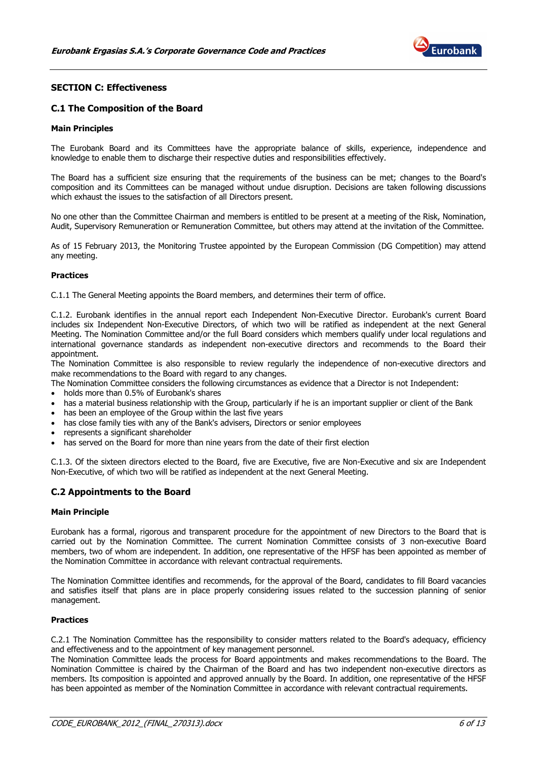## SECTION C: Effectiveness

### C.1 The Composition of the Board

#### Main Principles

The Eurobank Board and its Committees have the appropriate balance of skills, experience, independence and knowledge to enable them to discharge their respective duties and responsibilities effectively.

The Board has a sufficient size ensuring that the requirements of the business can be met; changes to the Board's composition and its Committees can be managed without undue disruption. Decisions are taken following discussions which exhaust the issues to the satisfaction of all Directors present.

No one other than the Committee Chairman and members is entitled to be present at a meeting of the Risk, Nomination, Audit, Supervisory Remuneration or Remuneration Committee, but others may attend at the invitation of the Committee.

As of 15 February 2013, the Monitoring Trustee appointed by the European Commission (DG Competition) may attend any meeting.

#### Practices

C.1.1 The General Meeting appoints the Board members, and determines their term of office.

C.1.2. Eurobank identifies in the annual report each Independent Non-Executive Director. Eurobank's current Board includes six Independent Non-Executive Directors, of which two will be ratified as independent at the next General Meeting. The Nomination Committee and/or the full Board considers which members qualify under local regulations and international governance standards as independent non-executive directors and recommends to the Board their appointment.
The Nomination Committee is also responsible to review regularly the independence of non-executive directors and make recommendations to the Board with regard to any changes.
The Nomination Committee considers the following circumstances as evidence that a Director is not Independent:

- holds more than 0.5% of Eurobank's shares
- has a material business relationship with the Group, particularly if he is an important supplier or client of the Bank
- has been an employee of the Group within the last five years
- has close family ties with any of the Bank's advisers, Directors or senior employees
- represents a significant shareholder
- has served on the Board for more than nine years from the date of their first election

C.1.3. Of the sixteen directors elected to the Board, five are Executive, five are Non-Executive and six are Independent Non-Executive, of which two will be ratified as independent at the next General Meeting.

### C.2 Appointments to the Board

#### Main Principle

Eurobank has a formal, rigorous and transparent procedure for the appointment of new Directors to the Board that is carried out by the Nomination Committee. The current Nomination Committee consists of 3 non-executive Board members, two of whom are independent. In addition, one representative of the HFSF has been appointed as member of the Nomination Committee in accordance with relevant contractual requirements.

The Nomination Committee identifies and recommends, for the approval of the Board, candidates to fill Board vacancies and satisfies itself that plans are in place properly considering issues related to the succession planning of senior management.

#### Practices

C.2.1 The Nomination Committee has the responsibility to consider matters related to the Board's adequacy, efficiency and effectiveness and to the appointment of key management personnel.
The Nomination Committee leads the process for Board appointments and makes recommendations to the Board. The Nomination Committee is chaired by the Chairman of the Board and has two independent non-executive directors as members. Its composition is appointed and approved annually by the Board. In addition, one representative of the HFSF has been appointed as member of the Nomination Committee in accordance with relevant contractual requirements.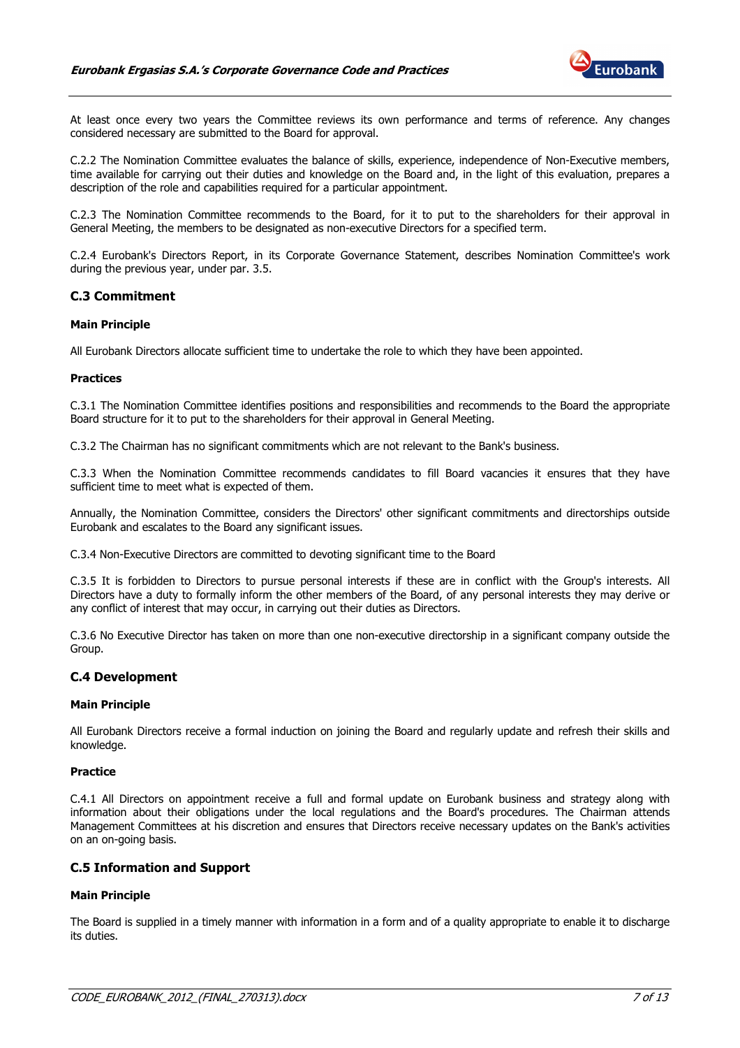At least once every two years the Committee reviews its own performance and terms of reference. Any changes considered necessary are submitted to the Board for approval.

C.2.2 The Nomination Committee evaluates the balance of skills, experience, independence of Non-Executive members, time available for carrying out their duties and knowledge on the Board and, in the light of this evaluation, prepares a description of the role and capabilities required for a particular appointment.

C.2.3 The Nomination Committee recommends to the Board, for it to put to the shareholders for their approval in General Meeting, the members to be designated as non-executive Directors for a specified term.

C.2.4 Eurobank's Directors Report, in its Corporate Governance Statement, describes Nomination Committee's work during the previous year, under par. 3.5.

### C.3 Commitment

**Main Principle**

All Eurobank Directors allocate sufficient time to undertake the role to which they have been appointed.

**Practices**

C.3.1 The Nomination Committee identifies positions and responsibilities and recommends to the Board the appropriate Board structure for it to put to the shareholders for their approval in General Meeting.

C.3.2 The Chairman has no significant commitments which are not relevant to the Bank's business.

C.3.3 When the Nomination Committee recommends candidates to fill Board vacancies it ensures that they have sufficient time to meet what is expected of them.

Annually, the Nomination Committee, considers the Directors' other significant commitments and directorships outside Eurobank and escalates to the Board any significant issues.

C.3.4 Non-Executive Directors are committed to devoting significant time to the Board

C.3.5 It is forbidden to Directors to pursue personal interests if these are in conflict with the Group's interests. All Directors have a duty to formally inform the other members of the Board, of any personal interests they may derive or any conflict of interest that may occur, in carrying out their duties as Directors.

C.3.6 No Executive Director has taken on more than one non-executive directorship in a significant company outside the Group.

### C.4 Development

**Main Principle**

All Eurobank Directors receive a formal induction on joining the Board and regularly update and refresh their skills and knowledge.

**Practice**

C.4.1 All Directors on appointment receive a full and formal update on Eurobank business and strategy along with information about their obligations under the local regulations and the Board's procedures. The Chairman attends Management Committees at his discretion and ensures that Directors receive necessary updates on the Bank's activities on an on-going basis.

### C.5 Information and Support

**Main Principle**

The Board is supplied in a timely manner with information in a form and of a quality appropriate to enable it to discharge its duties.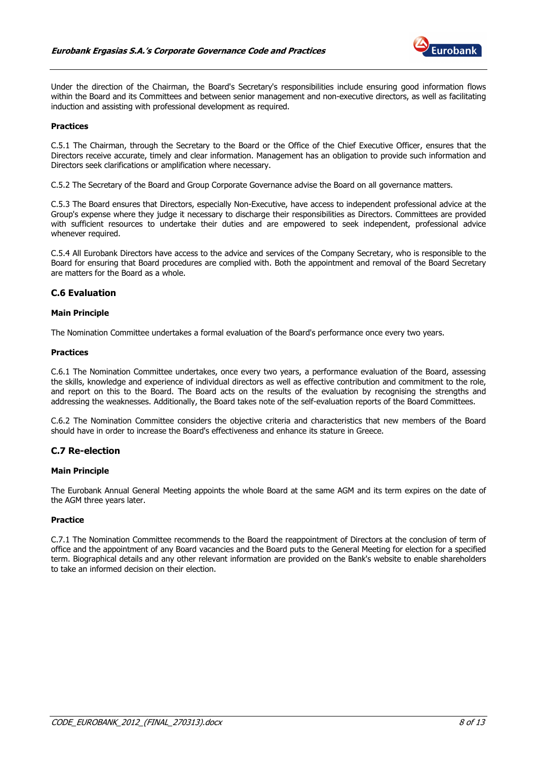Under the direction of the Chairman, the Board's Secretary's responsibilities include ensuring good information flows within the Board and its Committees and between senior management and non-executive directors, as well as facilitating induction and assisting with professional development as required.

**Practices**

C.5.1 The Chairman, through the Secretary to the Board or the Office of the Chief Executive Officer, ensures that the Directors receive accurate, timely and clear information. Management has an obligation to provide such information and Directors seek clarifications or amplification where necessary.

C.5.2 The Secretary of the Board and Group Corporate Governance advise the Board on all governance matters.

C.5.3 The Board ensures that Directors, especially Non-Executive, have access to independent professional advice at the Group's expense where they judge it necessary to discharge their responsibilities as Directors. Committees are provided with sufficient resources to undertake their duties and are empowered to seek independent, professional advice whenever required.

C.5.4 All Eurobank Directors have access to the advice and services of the Company Secretary, who is responsible to the Board for ensuring that Board procedures are complied with. Both the appointment and removal of the Board Secretary are matters for the Board as a whole.

## C.6 Evaluation

**Main Principle**

The Nomination Committee undertakes a formal evaluation of the Board's performance once every two years.

**Practices**

C.6.1 The Nomination Committee undertakes, once every two years, a performance evaluation of the Board, assessing the skills, knowledge and experience of individual directors as well as effective contribution and commitment to the role, and report on this to the Board. The Board acts on the results of the evaluation by recognising the strengths and addressing the weaknesses. Additionally, the Board takes note of the self-evaluation reports of the Board Committees.

C.6.2 The Nomination Committee considers the objective criteria and characteristics that new members of the Board should have in order to increase the Board's effectiveness and enhance its stature in Greece.

## C.7 Re-election

**Main Principle**

The Eurobank Annual General Meeting appoints the whole Board at the same AGM and its term expires on the date of the AGM three years later.

**Practice**

C.7.1 The Nomination Committee recommends to the Board the reappointment of Directors at the conclusion of term of office and the appointment of any Board vacancies and the Board puts to the General Meeting for election for a specified term. Biographical details and any other relevant information are provided on the Bank's website to enable shareholders to take an informed decision on their election.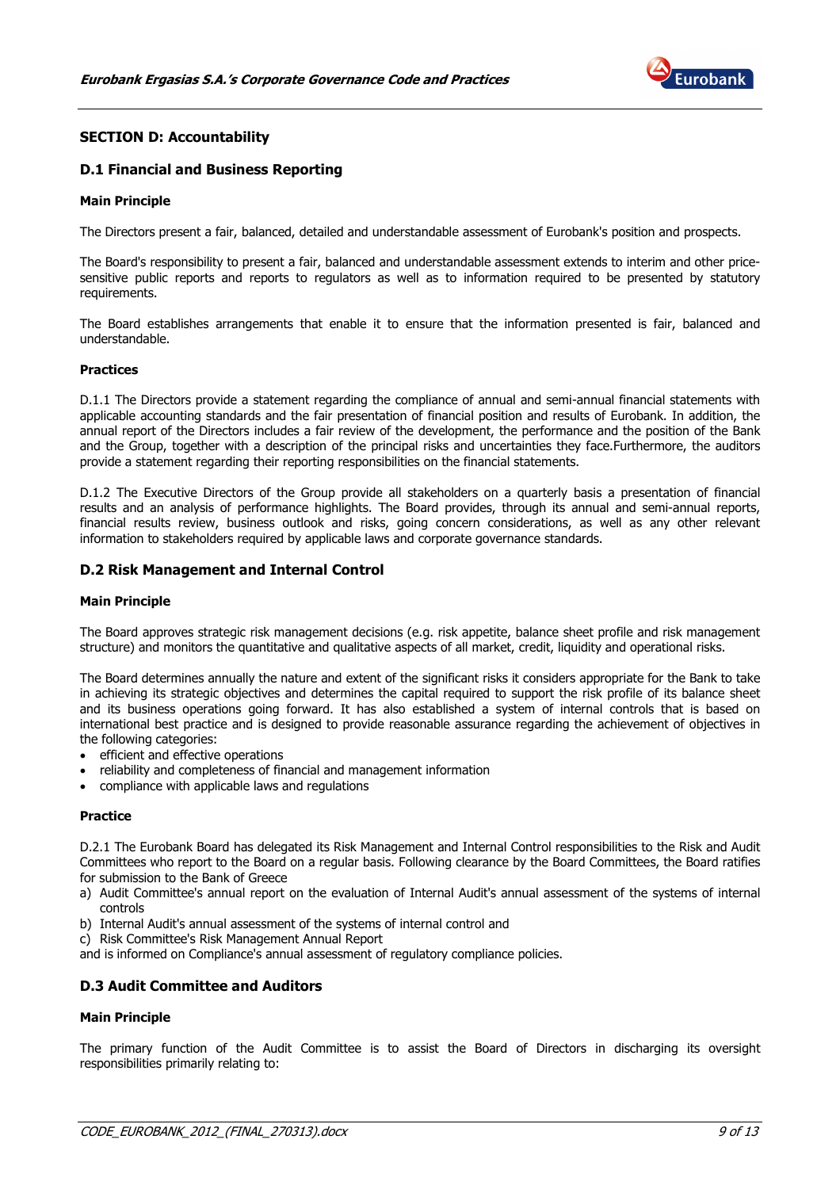## SECTION D: Accountability

### D.1 Financial and Business Reporting

#### Main Principle

The Directors present a fair, balanced, detailed and understandable assessment of Eurobank's position and prospects.

The Board's responsibility to present a fair, balanced and understandable assessment extends to interim and other price-sensitive public reports and reports to regulators as well as to information required to be presented by statutory requirements.

The Board establishes arrangements that enable it to ensure that the information presented is fair, balanced and understandable.

#### Practices

D.1.1 The Directors provide a statement regarding the compliance of annual and semi-annual financial statements with applicable accounting standards and the fair presentation of financial position and results of Eurobank. In addition, the annual report of the Directors includes a fair review of the development, the performance and the position of the Bank and the Group, together with a description of the principal risks and uncertainties they face.Furthermore, the auditors provide a statement regarding their reporting responsibilities on the financial statements.

D.1.2 The Executive Directors of the Group provide all stakeholders on a quarterly basis a presentation of financial results and an analysis of performance highlights. The Board provides, through its annual and semi-annual reports, financial results review, business outlook and risks, going concern considerations, as well as any other relevant information to stakeholders required by applicable laws and corporate governance standards.

### D.2 Risk Management and Internal Control

#### Main Principle

The Board approves strategic risk management decisions (e.g. risk appetite, balance sheet profile and risk management structure) and monitors the quantitative and qualitative aspects of all market, credit, liquidity and operational risks.

The Board determines annually the nature and extent of the significant risks it considers appropriate for the Bank to take in achieving its strategic objectives and determines the capital required to support the risk profile of its balance sheet and its business operations going forward. It has also established a system of internal controls that is based on international best practice and is designed to provide reasonable assurance regarding the achievement of objectives in the following categories:

- efficient and effective operations
- reliability and completeness of financial and management information
- compliance with applicable laws and regulations

#### Practice

D.2.1 The Eurobank Board has delegated its Risk Management and Internal Control responsibilities to the Risk and Audit Committees who report to the Board on a regular basis. Following clearance by the Board Committees, the Board ratifies for submission to the Bank of Greece

a) Audit Committee's annual report on the evaluation of Internal Audit's annual assessment of the systems of internal controls
b) Internal Audit's annual assessment of the systems of internal control and
c) Risk Committee's Risk Management Annual Report

and is informed on Compliance's annual assessment of regulatory compliance policies.

### D.3 Audit Committee and Auditors

#### Main Principle

The primary function of the Audit Committee is to assist the Board of Directors in discharging its oversight responsibilities primarily relating to: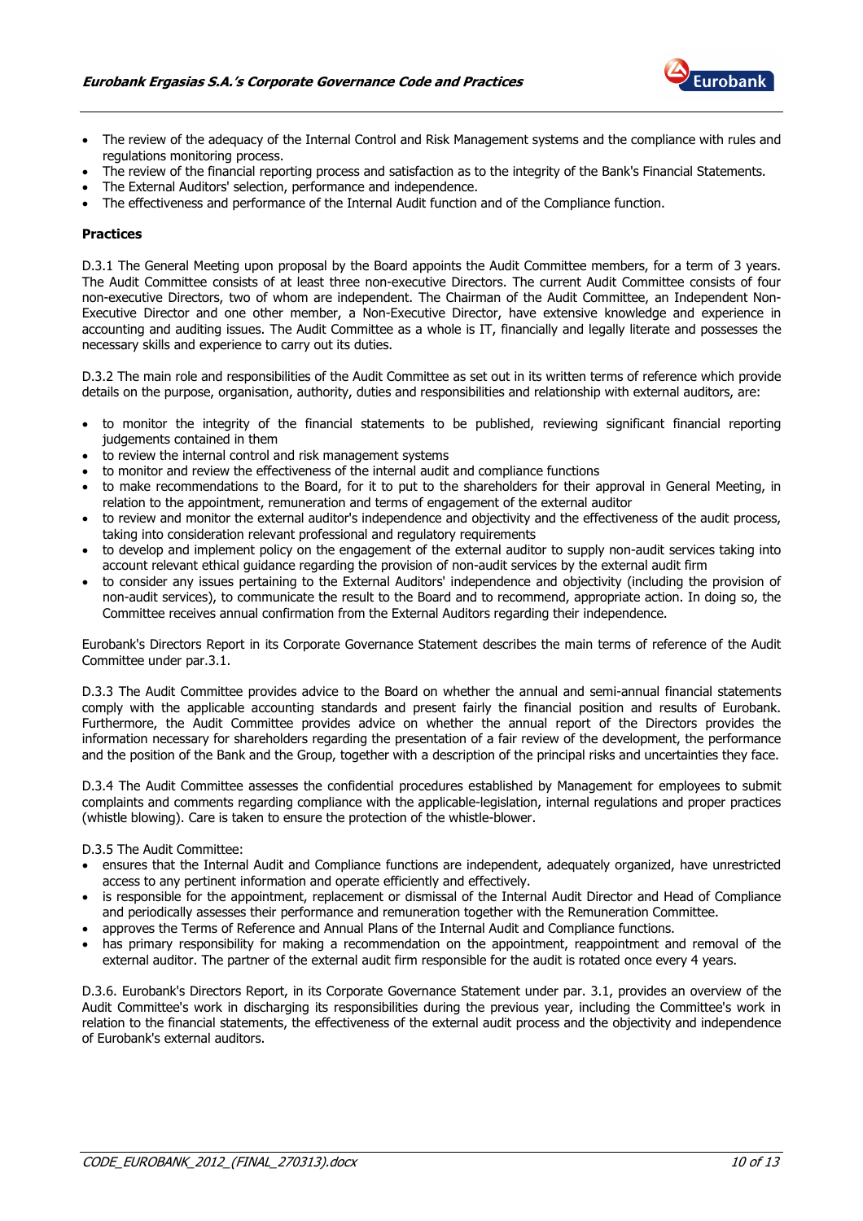- The review of the adequacy of the Internal Control and Risk Management systems and the compliance with rules and regulations monitoring process.
- The review of the financial reporting process and satisfaction as to the integrity of the Bank's Financial Statements.
- The External Auditors' selection, performance and independence.
- The effectiveness and performance of the Internal Audit function and of the Compliance function.

**Practices**

D.3.1 The General Meeting upon proposal by the Board appoints the Audit Committee members, for a term of 3 years. The Audit Committee consists of at least three non-executive Directors. The current Audit Committee consists of four non-executive Directors, two of whom are independent. The Chairman of the Audit Committee, an Independent Non-Executive Director and one other member, a Non-Executive Director, have extensive knowledge and experience in accounting and auditing issues. The Audit Committee as a whole is IT, financially and legally literate and possesses the necessary skills and experience to carry out its duties.

D.3.2 The main role and responsibilities of the Audit Committee as set out in its written terms of reference which provide details on the purpose, organisation, authority, duties and responsibilities and relationship with external auditors, are:

- to monitor the integrity of the financial statements to be published, reviewing significant financial reporting judgements contained in them
- to review the internal control and risk management systems
- to monitor and review the effectiveness of the internal audit and compliance functions
- to make recommendations to the Board, for it to put to the shareholders for their approval in General Meeting, in relation to the appointment, remuneration and terms of engagement of the external auditor
- to review and monitor the external auditor's independence and objectivity and the effectiveness of the audit process, taking into consideration relevant professional and regulatory requirements
- to develop and implement policy on the engagement of the external auditor to supply non-audit services taking into account relevant ethical guidance regarding the provision of non-audit services by the external audit firm
- to consider any issues pertaining to the External Auditors' independence and objectivity (including the provision of non-audit services), to communicate the result to the Board and to recommend, appropriate action. In doing so, the Committee receives annual confirmation from the External Auditors regarding their independence.

Eurobank's Directors Report in its Corporate Governance Statement describes the main terms of reference of the Audit Committee under par.3.1.

D.3.3 The Audit Committee provides advice to the Board on whether the annual and semi-annual financial statements comply with the applicable accounting standards and present fairly the financial position and results of Eurobank. Furthermore, the Audit Committee provides advice on whether the annual report of the Directors provides the information necessary for shareholders regarding the presentation of a fair review of the development, the performance and the position of the Bank and the Group, together with a description of the principal risks and uncertainties they face.

D.3.4 The Audit Committee assesses the confidential procedures established by Management for employees to submit complaints and comments regarding compliance with the applicable-legislation, internal regulations and proper practices (whistle blowing). Care is taken to ensure the protection of the whistle-blower.

D.3.5 The Audit Committee:

- ensures that the Internal Audit and Compliance functions are independent, adequately organized, have unrestricted access to any pertinent information and operate efficiently and effectively.
- is responsible for the appointment, replacement or dismissal of the Internal Audit Director and Head of Compliance and periodically assesses their performance and remuneration together with the Remuneration Committee.
- approves the Terms of Reference and Annual Plans of the Internal Audit and Compliance functions.
- has primary responsibility for making a recommendation on the appointment, reappointment and removal of the external auditor. The partner of the external audit firm responsible for the audit is rotated once every 4 years.

D.3.6. Eurobank's Directors Report, in its Corporate Governance Statement under par. 3.1, provides an overview of the Audit Committee's work in discharging its responsibilities during the previous year, including the Committee's work in relation to the financial statements, the effectiveness of the external audit process and the objectivity and independence of Eurobank's external auditors.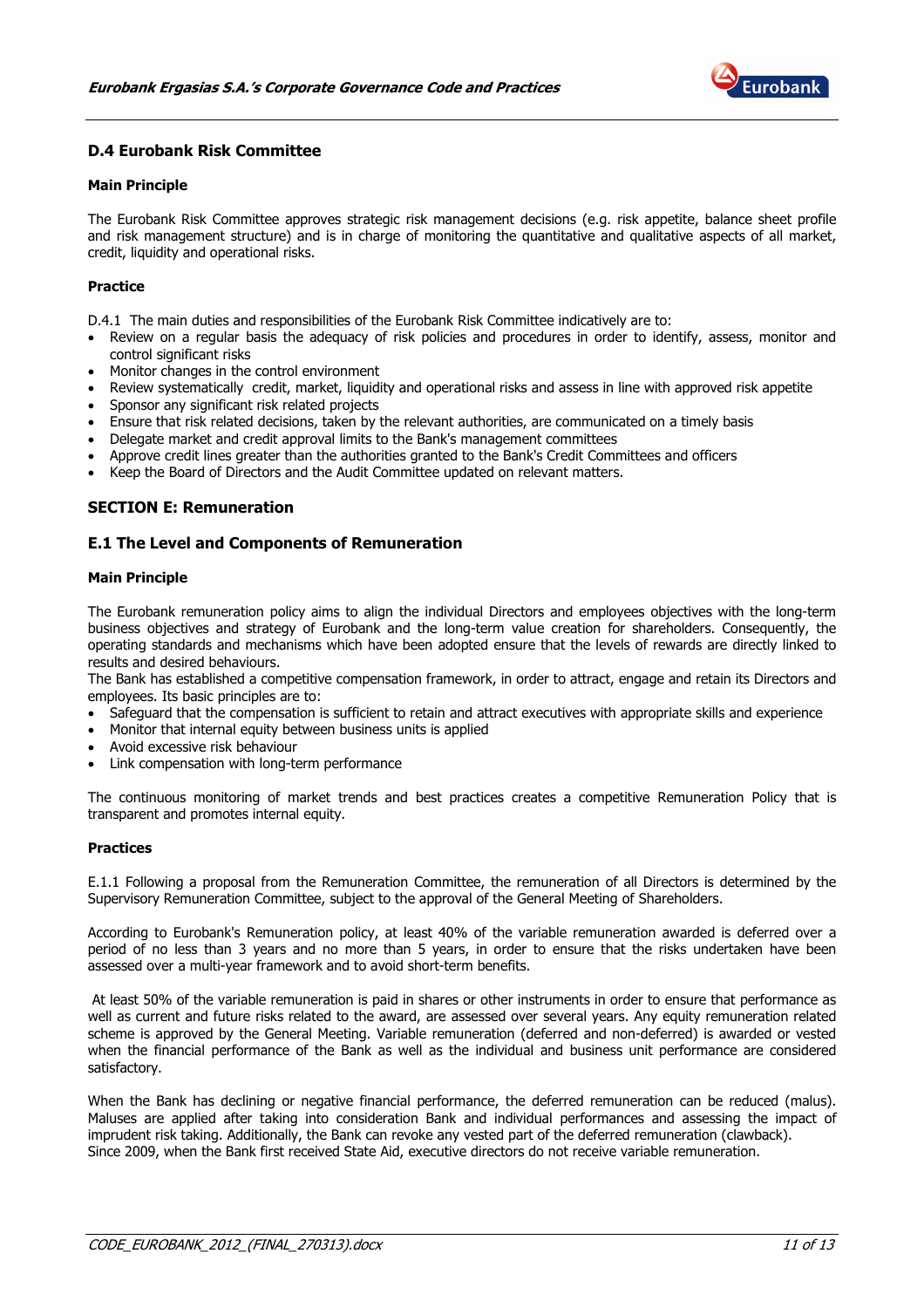### D.4 Eurobank Risk Committee

**Main Principle**

The Eurobank Risk Committee approves strategic risk management decisions (e.g. risk appetite, balance sheet profile and risk management structure) and is in charge of monitoring the quantitative and qualitative aspects of all market, credit, liquidity and operational risks.

**Practice**

D.4.1 The main duties and responsibilities of the Eurobank Risk Committee indicatively are to:

- Review on a regular basis the adequacy of risk policies and procedures in order to identify, assess, monitor and control significant risks
- Monitor changes in the control environment
- Review systematically credit, market, liquidity and operational risks and assess in line with approved risk appetite
- Sponsor any significant risk related projects
- Ensure that risk related decisions, taken by the relevant authorities, are communicated on a timely basis
- Delegate market and credit approval limits to the Bank's management committees
- Approve credit lines greater than the authorities granted to the Bank's Credit Committees and officers
- Keep the Board of Directors and the Audit Committee updated on relevant matters.

## SECTION E: Remuneration

### E.1 The Level and Components of Remuneration

**Main Principle**

The Eurobank remuneration policy aims to align the individual Directors and employees objectives with the long-term business objectives and strategy of Eurobank and the long-term value creation for shareholders. Consequently, the operating standards and mechanisms which have been adopted ensure that the levels of rewards are directly linked to results and desired behaviours.

The Bank has established a competitive compensation framework, in order to attract, engage and retain its Directors and employees. Its basic principles are to:

- Safeguard that the compensation is sufficient to retain and attract executives with appropriate skills and experience
- Monitor that internal equity between business units is applied
- Avoid excessive risk behaviour
- Link compensation with long-term performance

The continuous monitoring of market trends and best practices creates a competitive Remuneration Policy that is transparent and promotes internal equity.

**Practices**

E.1.1 Following a proposal from the Remuneration Committee, the remuneration of all Directors is determined by the Supervisory Remuneration Committee, subject to the approval of the General Meeting of Shareholders.

According to Eurobank's Remuneration policy, at least 40% of the variable remuneration awarded is deferred over a period of no less than 3 years and no more than 5 years, in order to ensure that the risks undertaken have been assessed over a multi-year framework and to avoid short-term benefits.

At least 50% of the variable remuneration is paid in shares or other instruments in order to ensure that performance as well as current and future risks related to the award, are assessed over several years. Any equity remuneration related scheme is approved by the General Meeting. Variable remuneration (deferred and non-deferred) is awarded or vested when the financial performance of the Bank as well as the individual and business unit performance are considered satisfactory.

When the Bank has declining or negative financial performance, the deferred remuneration can be reduced (malus). Maluses are applied after taking into consideration Bank and individual performances and assessing the impact of imprudent risk taking. Additionally, the Bank can revoke any vested part of the deferred remuneration (clawback).
Since 2009, when the Bank first received State Aid, executive directors do not receive variable remuneration.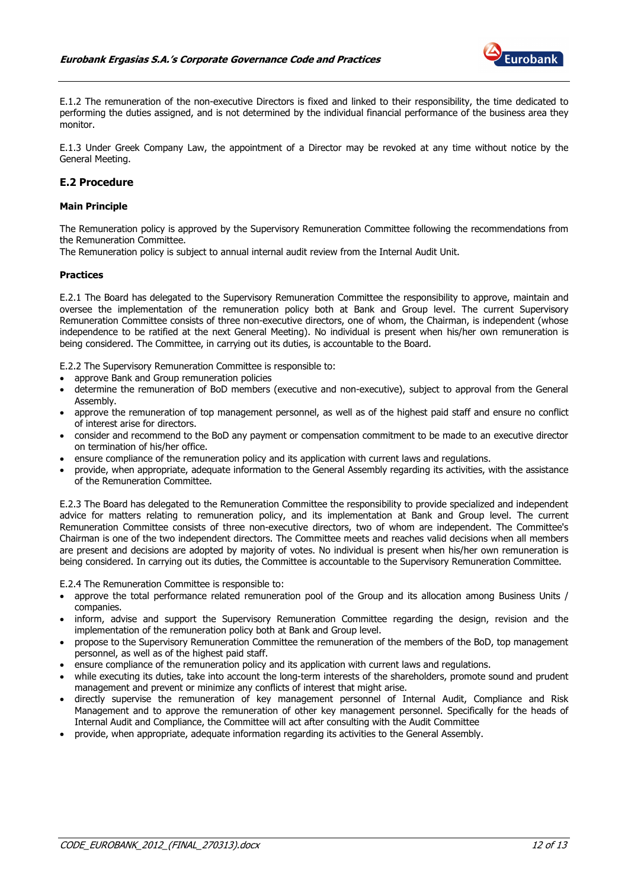E.1.2 The remuneration of the non-executive Directors is fixed and linked to their responsibility, the time dedicated to performing the duties assigned, and is not determined by the individual financial performance of the business area they monitor.

E.1.3 Under Greek Company Law, the appointment of a Director may be revoked at any time without notice by the General Meeting.

## E.2 Procedure

**Main Principle**

The Remuneration policy is approved by the Supervisory Remuneration Committee following the recommendations from the Remuneration Committee.
The Remuneration policy is subject to annual internal audit review from the Internal Audit Unit.

**Practices**

E.2.1 The Board has delegated to the Supervisory Remuneration Committee the responsibility to approve, maintain and oversee the implementation of the remuneration policy both at Bank and Group level. The current Supervisory Remuneration Committee consists of three non-executive directors, one of whom, the Chairman, is independent (whose independence to be ratified at the next General Meeting). No individual is present when his/her own remuneration is being considered. The Committee, in carrying out its duties, is accountable to the Board.

E.2.2 The Supervisory Remuneration Committee is responsible to:

- approve Bank and Group remuneration policies
- determine the remuneration of BoD members (executive and non-executive), subject to approval from the General Assembly.
- approve the remuneration of top management personnel, as well as of the highest paid staff and ensure no conflict of interest arise for directors.
- consider and recommend to the BoD any payment or compensation commitment to be made to an executive director on termination of his/her office.
- ensure compliance of the remuneration policy and its application with current laws and regulations.
- provide, when appropriate, adequate information to the General Assembly regarding its activities, with the assistance of the Remuneration Committee.

E.2.3 The Board has delegated to the Remuneration Committee the responsibility to provide specialized and independent advice for matters relating to remuneration policy, and its implementation at Bank and Group level. The current Remuneration Committee consists of three non-executive directors, two of whom are independent. The Committee's Chairman is one of the two independent directors. The Committee meets and reaches valid decisions when all members are present and decisions are adopted by majority of votes. No individual is present when his/her own remuneration is being considered. In carrying out its duties, the Committee is accountable to the Supervisory Remuneration Committee.

E.2.4 The Remuneration Committee is responsible to:

- approve the total performance related remuneration pool of the Group and its allocation among Business Units / companies.
- inform, advise and support the Supervisory Remuneration Committee regarding the design, revision and the implementation of the remuneration policy both at Bank and Group level.
- propose to the Supervisory Remuneration Committee the remuneration of the members of the BoD, top management personnel, as well as of the highest paid staff.
- ensure compliance of the remuneration policy and its application with current laws and regulations.
- while executing its duties, take into account the long-term interests of the shareholders, promote sound and prudent management and prevent or minimize any conflicts of interest that might arise.
- directly supervise the remuneration of key management personnel of Internal Audit, Compliance and Risk Management and to approve the remuneration of other key management personnel. Specifically for the heads of Internal Audit and Compliance, the Committee will act after consulting with the Audit Committee
- provide, when appropriate, adequate information regarding its activities to the General Assembly.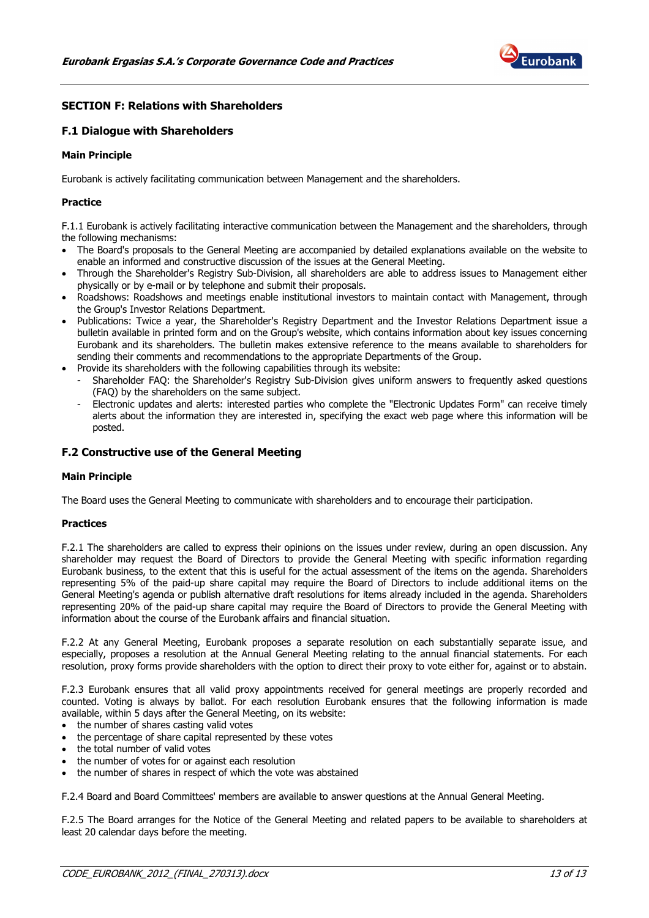## SECTION F: Relations with Shareholders

### F.1 Dialogue with Shareholders

**Main Principle**

Eurobank is actively facilitating communication between Management and the shareholders.

**Practice**

F.1.1 Eurobank is actively facilitating interactive communication between the Management and the shareholders, through the following mechanisms:

- The Board's proposals to the General Meeting are accompanied by detailed explanations available on the website to enable an informed and constructive discussion of the issues at the General Meeting.
- Through the Shareholder's Registry Sub-Division, all shareholders are able to address issues to Management either physically or by e-mail or by telephone and submit their proposals.
- Roadshows: Roadshows and meetings enable institutional investors to maintain contact with Management, through the Group's Investor Relations Department.
- Publications: Twice a year, the Shareholder's Registry Department and the Investor Relations Department issue a bulletin available in printed form and on the Group's website, which contains information about key issues concerning Eurobank and its shareholders. The bulletin makes extensive reference to the means available to shareholders for sending their comments and recommendations to the appropriate Departments of the Group.
- Provide its shareholders with the following capabilities through its website:
  - Shareholder FAQ: the Shareholder's Registry Sub-Division gives uniform answers to frequently asked questions (FAQ) by the shareholders on the same subject.
  - Electronic updates and alerts: interested parties who complete the "Electronic Updates Form" can receive timely alerts about the information they are interested in, specifying the exact web page where this information will be posted.

### F.2 Constructive use of the General Meeting

**Main Principle**

The Board uses the General Meeting to communicate with shareholders and to encourage their participation.

**Practices**

F.2.1 The shareholders are called to express their opinions on the issues under review, during an open discussion. Any shareholder may request the Board of Directors to provide the General Meeting with specific information regarding Eurobank business, to the extent that this is useful for the actual assessment of the items on the agenda. Shareholders representing 5% of the paid-up share capital may require the Board of Directors to include additional items on the General Meeting's agenda or publish alternative draft resolutions for items already included in the agenda. Shareholders representing 20% of the paid-up share capital may require the Board of Directors to provide the General Meeting with information about the course of the Eurobank affairs and financial situation.

F.2.2 At any General Meeting, Eurobank proposes a separate resolution on each substantially separate issue, and especially, proposes a resolution at the Annual General Meeting relating to the annual financial statements. For each resolution, proxy forms provide shareholders with the option to direct their proxy to vote either for, against or to abstain.

F.2.3 Eurobank ensures that all valid proxy appointments received for general meetings are properly recorded and counted. Voting is always by ballot. For each resolution Eurobank ensures that the following information is made available, within 5 days after the General Meeting, on its website:

- the number of shares casting valid votes
- the percentage of share capital represented by these votes
- the total number of valid votes
- the number of votes for or against each resolution
- the number of shares in respect of which the vote was abstained

F.2.4 Board and Board Committees' members are available to answer questions at the Annual General Meeting.

F.2.5 The Board arranges for the Notice of the General Meeting and related papers to be available to shareholders at least 20 calendar days before the meeting.